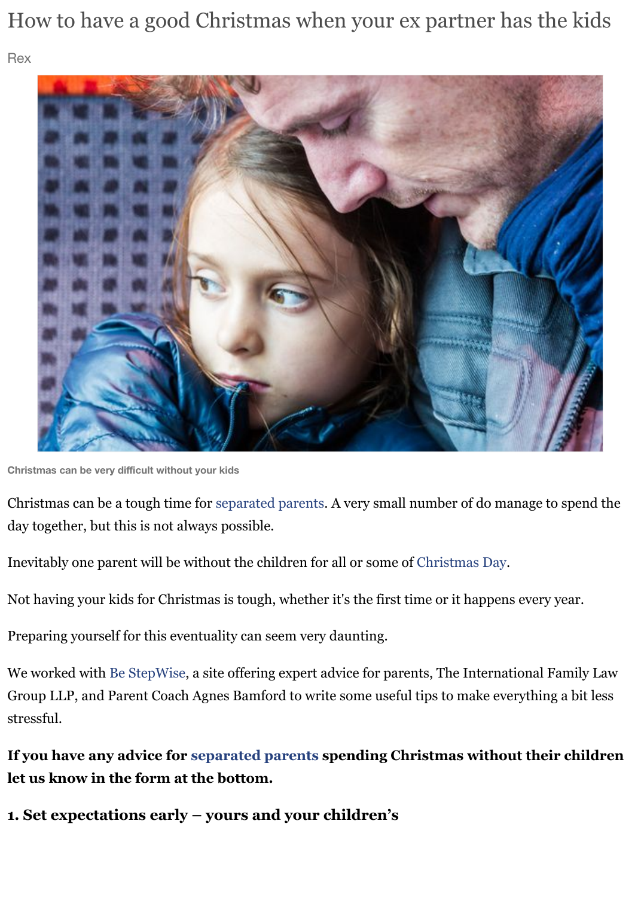# How to have a good Christmas when your ex partner has the kids

Rex

Christmas can be very difficult without your kids

Christmas can be a tough time for separated parents. A very small number of do manage to spend the day together, but this is not always possible.

Inevitably one parent will be without the children for all or some of Christmas Day.

Not having your kids for Christmas is tough, whether it's the first time or it happens every year.

Preparing yourself for this eventuality can seem very daunting.

We worked with Be StepWise, a site offering expert advice for parents, The International Family Law Group LLP, and Parent Coach Agnes Bamford to write some useful tips to make everything a bit less stressful.

**If you have any advice for separated parents spending Christmas without their children let us know in the form at the bottom.**

### 1. Set expectations early – yours and your children's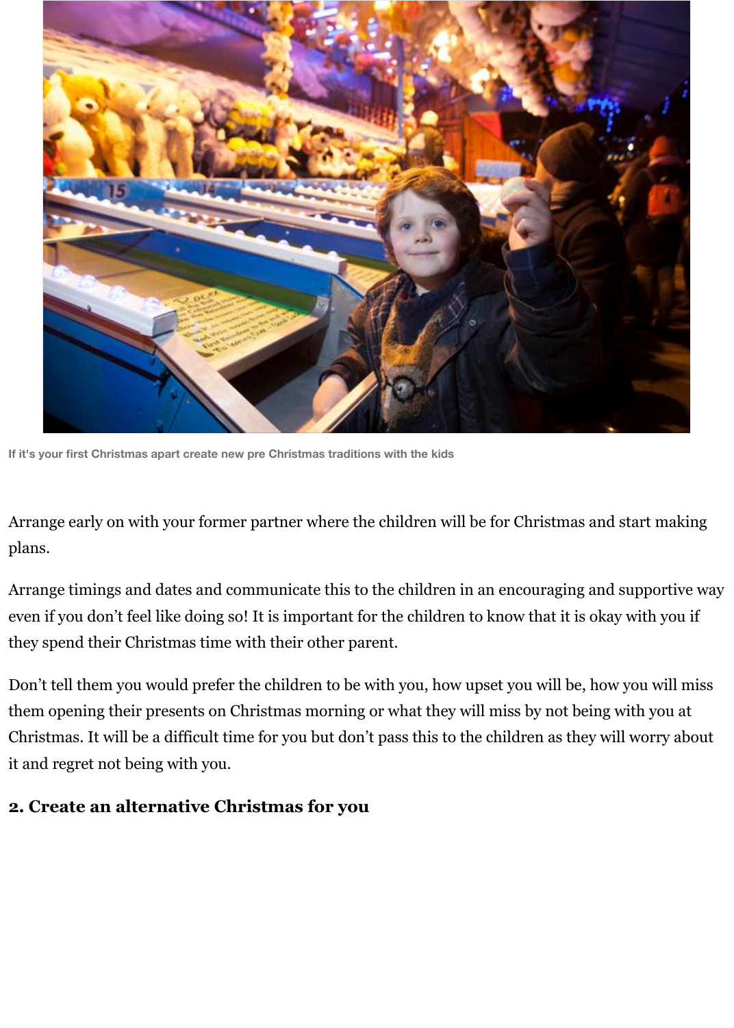If it's your first Christmas apart create new pre Christmas traditions with the kids

Arrange early on with your former partner where the children will be for Christmas and start making plans.

Arrange timings and dates and communicate this to the children in an encouraging and supportive way even if you don't feel like doing so! It is important for the children to know that it is okay with you if they spend their Christmas time with their other parent.

Don't tell them you would prefer the children to be with you, how upset you will be, how you will miss them opening their presents on Christmas morning or what they will miss by not being with you at Christmas. It will be a difficult time for you but don't pass this to the children as they will worry about it and regret not being with you.

## 2. Create an alternative Christmas for you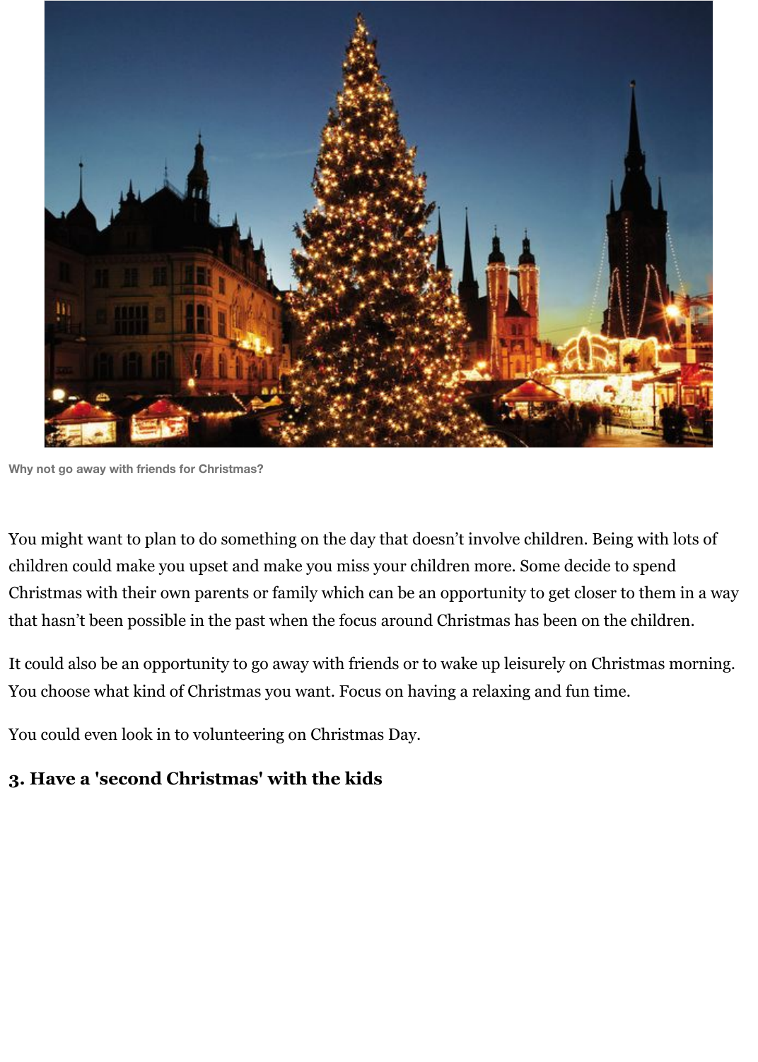Why not go away with friends for Christmas?

You might want to plan to do something on the day that doesn't involve children. Being with lots of children could make you upset and make you miss your children more. Some decide to spend Christmas with their own parents or family which can be an opportunity to get closer to them in a way that hasn't been possible in the past when the focus around Christmas has been on the children.

It could also be an opportunity to go away with friends or to wake up leisurely on Christmas morning. You choose what kind of Christmas you want. Focus on having a relaxing and fun time.

You could even look in to volunteering on Christmas Day.

### 3. Have a 'second Christmas' with the kids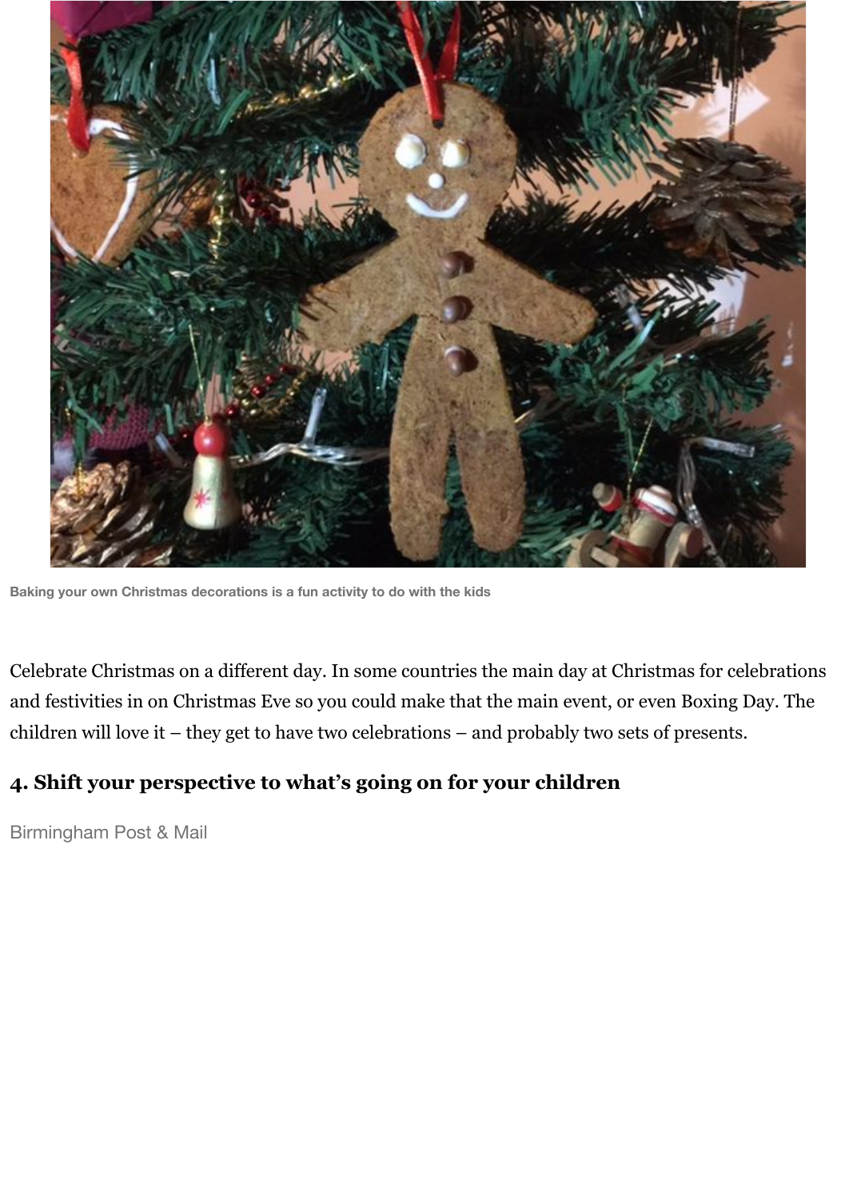Baking your own Christmas decorations is a fun activity to do with the kids

Celebrate Christmas on a different day. In some countries the main day at Christmas for celebrations and festivities in on Christmas Eve so you could make that the main event, or even Boxing Day. The children will love it – they get to have two celebrations – and probably two sets of presents.

## 4. Shift your perspective to what's going on for your children

Birmingham Post & Mail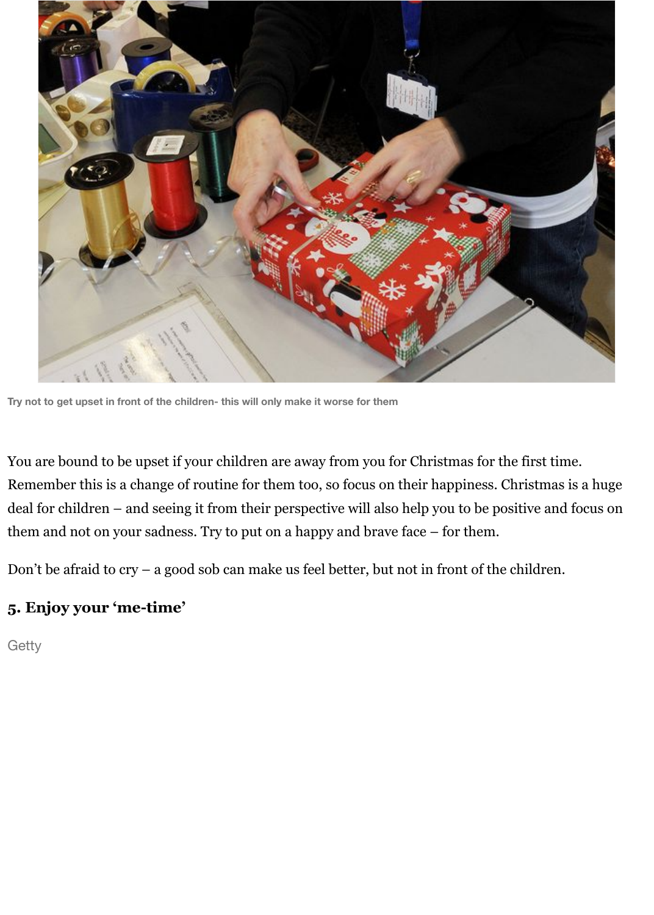Try not to get upset in front of the children- this will only make it worse for them

You are bound to be upset if your children are away from you for Christmas for the first time. Remember this is a change of routine for them too, so focus on their happiness. Christmas is a huge deal for children – and seeing it from their perspective will also help you to be positive and focus on them and not on your sadness. Try to put on a happy and brave face – for them.

Don't be afraid to cry – a good sob can make us feel better, but not in front of the children.

### 5. Enjoy your 'me-time'

Getty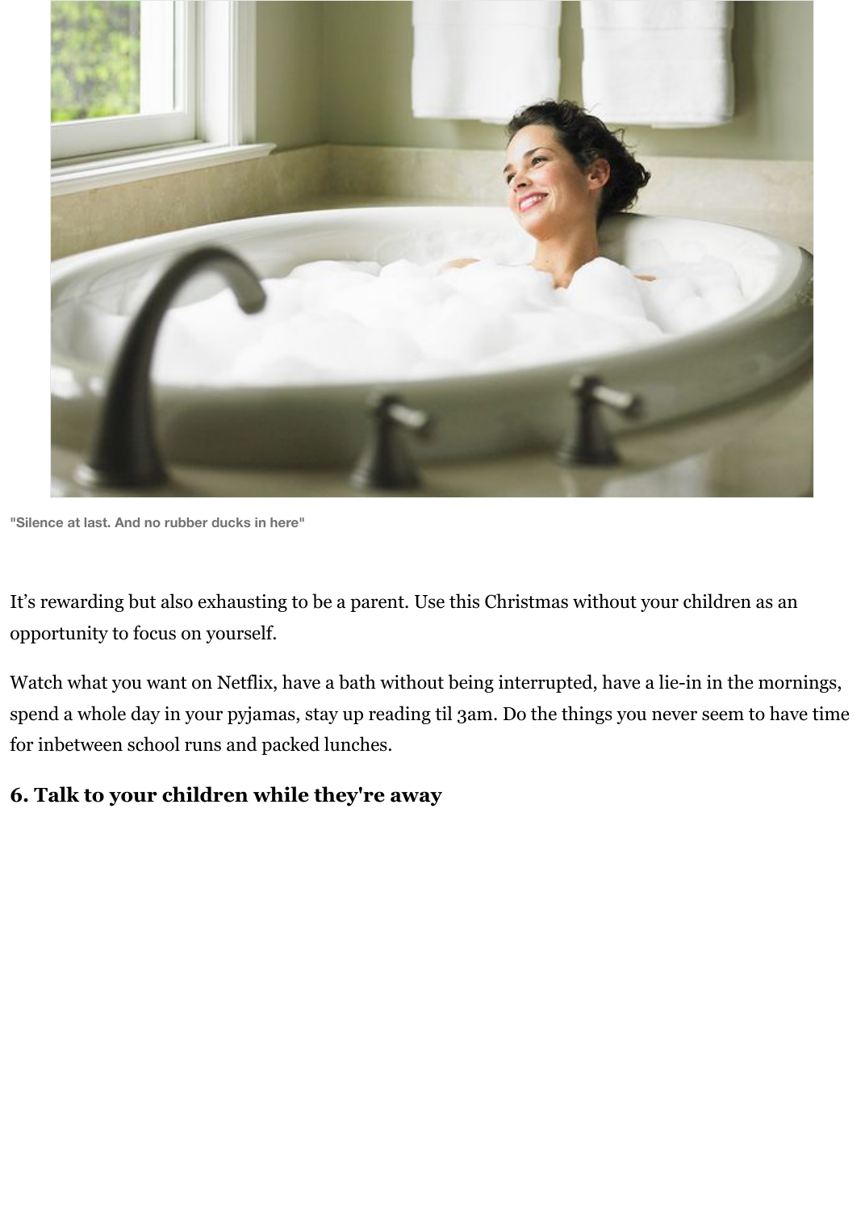"Silence at last. And no rubber ducks in here"

It's rewarding but also exhausting to be a parent. Use this Christmas without your children as an opportunity to focus on yourself.

Watch what you want on Netflix, have a bath without being interrupted, have a lie-in in the mornings, spend a whole day in your pyjamas, stay up reading til 3am. Do the things you never seem to have time for inbetween school runs and packed lunches.

## 6. Talk to your children while they're away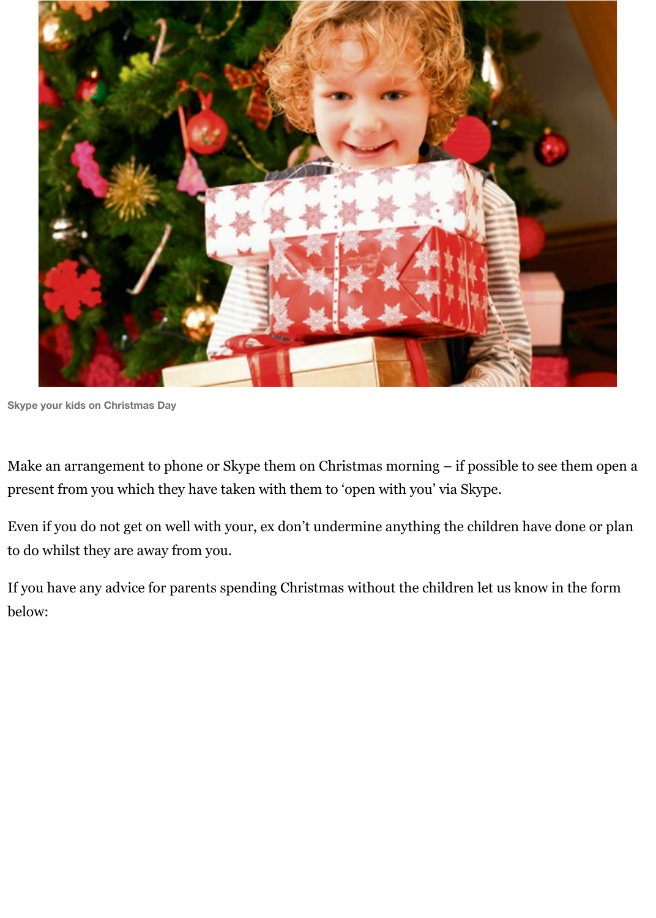Skype your kids on Christmas Day

Make an arrangement to phone or Skype them on Christmas morning – if possible to see them open a present from you which they have taken with them to 'open with you' via Skype.

Even if you do not get on well with your, ex don't undermine anything the children have done or plan to do whilst they are away from you.

If you have any advice for parents spending Christmas without the children let us know in the form below: